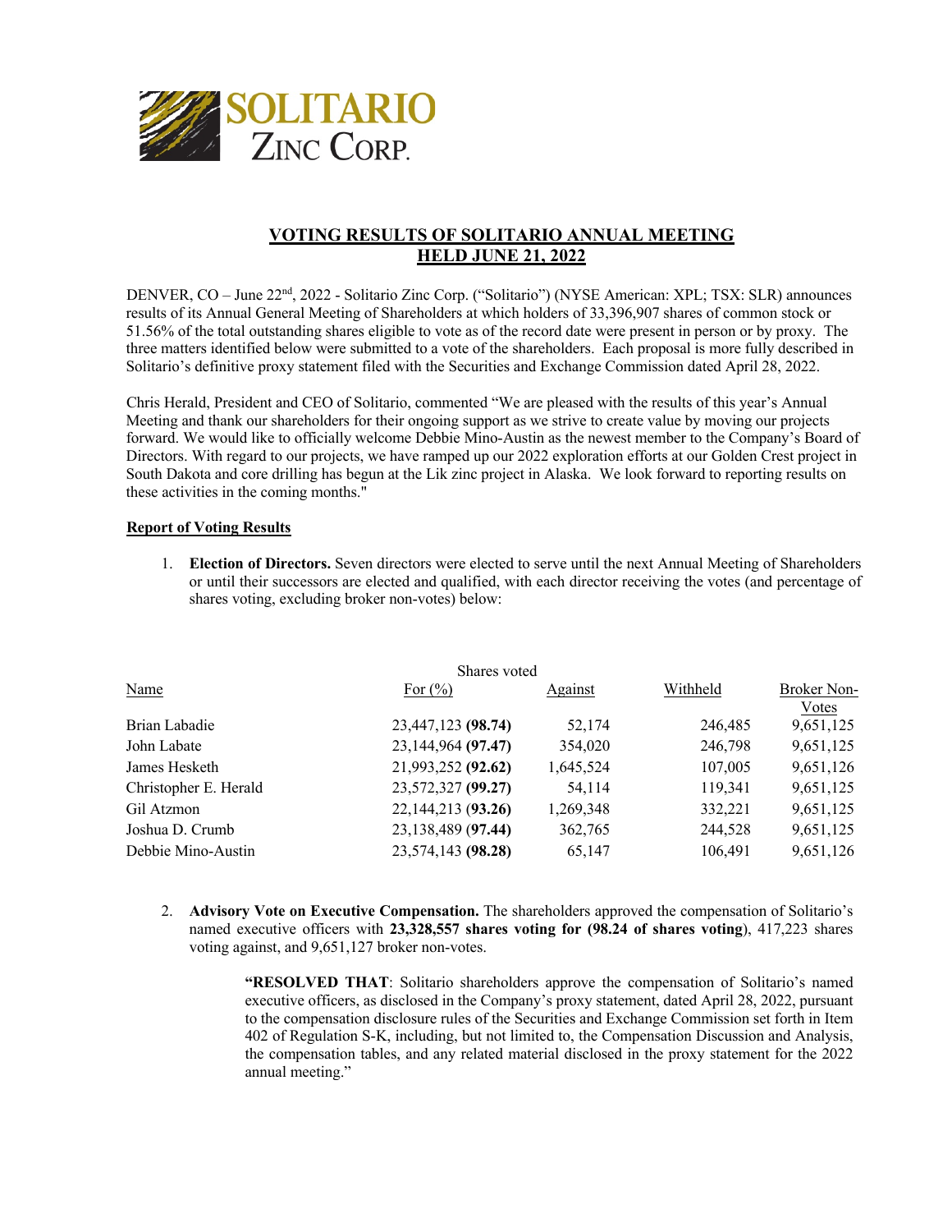# VOTING RESULTS OF SOLITARIO ANNUAL MEETING HELD JUNE 21, 2022

DENVER, CO – June 22nd, 2022 - Solitario Zinc Corp. ("Solitario") (NYSE American: XPL; TSX: SLR) announces results of its Annual General Meeting of Shareholders at which holders of 33,396,907 shares of common stock or 51.56% of the total outstanding shares eligible to vote as of the record date were present in person or by proxy. The three matters identified below were submitted to a vote of the shareholders. Each proposal is more fully described in Solitario's definitive proxy statement filed with the Securities and Exchange Commission dated April 28, 2022.

Chris Herald, President and CEO of Solitario, commented "We are pleased with the results of this year's Annual Meeting and thank our shareholders for their ongoing support as we strive to create value by moving our projects forward. We would like to officially welcome Debbie Mino-Austin as the newest member to the Company's Board of Directors. With regard to our projects, we have ramped up our 2022 exploration efforts at our Golden Crest project in South Dakota and core drilling has begun at the Lik zinc project in Alaska. We look forward to reporting results on these activities in the coming months."

## Report of Voting Results

1. **Election of Directors.** Seven directors were elected to serve until the next Annual Meeting of Shareholders or until their successors are elected and qualified, with each director receiving the votes (and percentage of shares voting, excluding broker non-votes) below:

| | Shares voted | | | |
|---|---|---|---|---|
| Name | For (%) | Against | Withheld | Broker Non-Votes |
| Brian Labadie | 23,447,123 **(98.74)** | 52,174 | 246,485 | 9,651,125 |
| John Labate | 23,144,964 **(97.47)** | 354,020 | 246,798 | 9,651,125 |
| James Hesketh | 21,993,252 **(92.62)** | 1,645,524 | 107,005 | 9,651,126 |
| Christopher E. Herald | 23,572,327 **(99.27)** | 54,114 | 119,341 | 9,651,125 |
| Gil Atzmon | 22,144,213 **(93.26)** | 1,269,348 | 332,221 | 9,651,125 |
| Joshua D. Crumb | 23,138,489 **(97.44)** | 362,765 | 244,528 | 9,651,125 |
| Debbie Mino-Austin | 23,574,143 **(98.28)** | 65,147 | 106,491 | 9,651,126 |

2. **Advisory Vote on Executive Compensation.** The shareholders approved the compensation of Solitario's named executive officers with **23,328,557 shares voting for (98.24 of shares voting**), 417,223 shares voting against, and 9,651,127 broker non-votes.

> **"RESOLVED THAT**: Solitario shareholders approve the compensation of Solitario's named executive officers, as disclosed in the Company's proxy statement, dated April 28, 2022, pursuant to the compensation disclosure rules of the Securities and Exchange Commission set forth in Item 402 of Regulation S-K, including, but not limited to, the Compensation Discussion and Analysis, the compensation tables, and any related material disclosed in the proxy statement for the 2022 annual meeting."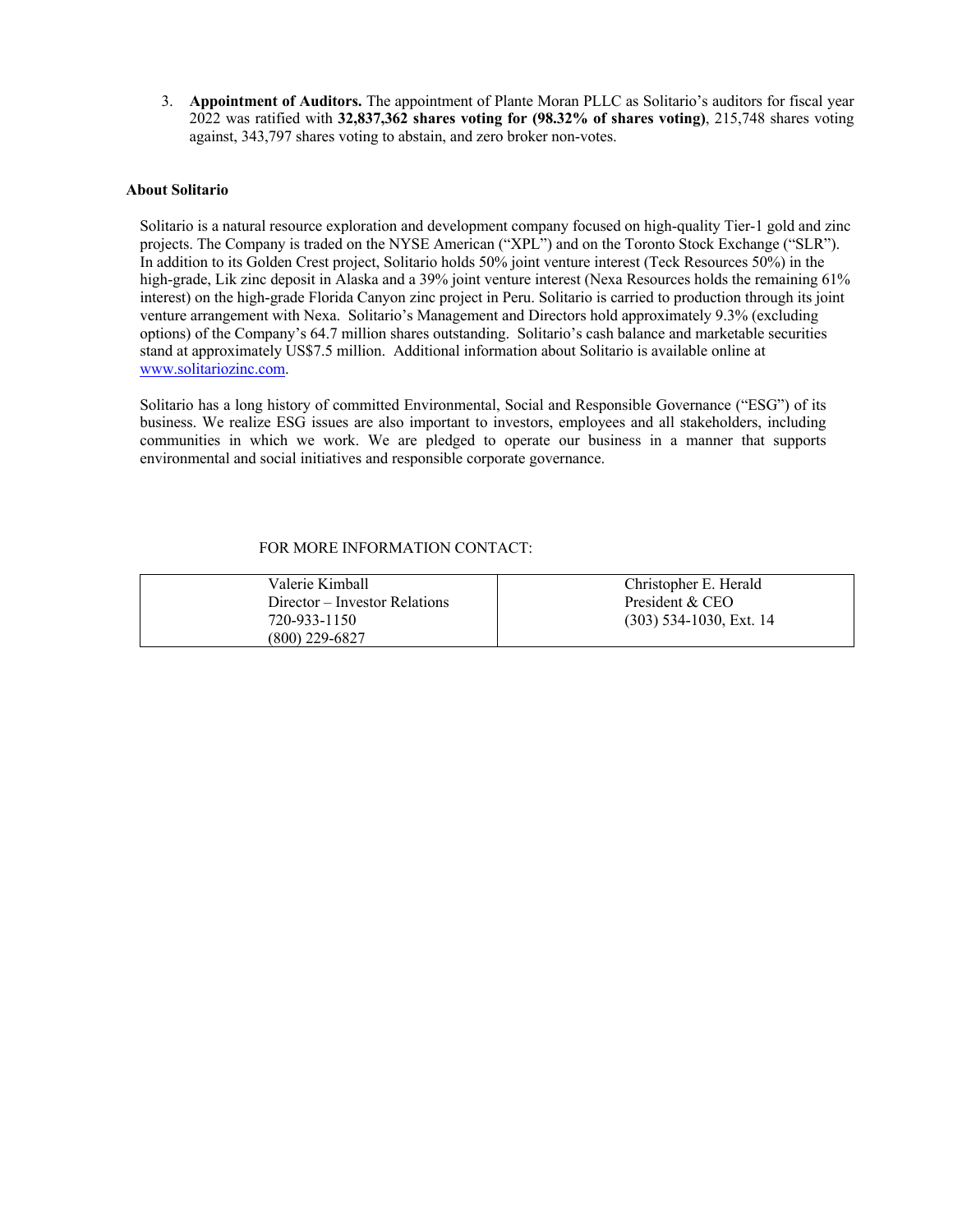3. **Appointment of Auditors.** The appointment of Plante Moran PLLC as Solitario's auditors for fiscal year 2022 was ratified with **32,837,362 shares voting for (98.32% of shares voting)**, 215,748 shares voting against, 343,797 shares voting to abstain, and zero broker non-votes.

**About Solitario**

Solitario is a natural resource exploration and development company focused on high-quality Tier-1 gold and zinc projects. The Company is traded on the NYSE American ("XPL") and on the Toronto Stock Exchange ("SLR"). In addition to its Golden Crest project, Solitario holds 50% joint venture interest (Teck Resources 50%) in the high-grade, Lik zinc deposit in Alaska and a 39% joint venture interest (Nexa Resources holds the remaining 61% interest) on the high-grade Florida Canyon zinc project in Peru. Solitario is carried to production through its joint venture arrangement with Nexa. Solitario's Management and Directors hold approximately 9.3% (excluding options) of the Company's 64.7 million shares outstanding. Solitario's cash balance and marketable securities stand at approximately US$7.5 million. Additional information about Solitario is available online at [www.solitariozinc.com](http://www.solitariozinc.com).

Solitario has a long history of committed Environmental, Social and Responsible Governance ("ESG") of its business. We realize ESG issues are also important to investors, employees and all stakeholders, including communities in which we work. We are pledged to operate our business in a manner that supports environmental and social initiatives and responsible corporate governance.

FOR MORE INFORMATION CONTACT:

| | |
|---|---|
| Valerie Kimball<br>Director – Investor Relations<br>720-933-1150<br>(800) 229-6827 | Christopher E. Herald<br>President & CEO<br>(303) 534-1030, Ext. 14 |